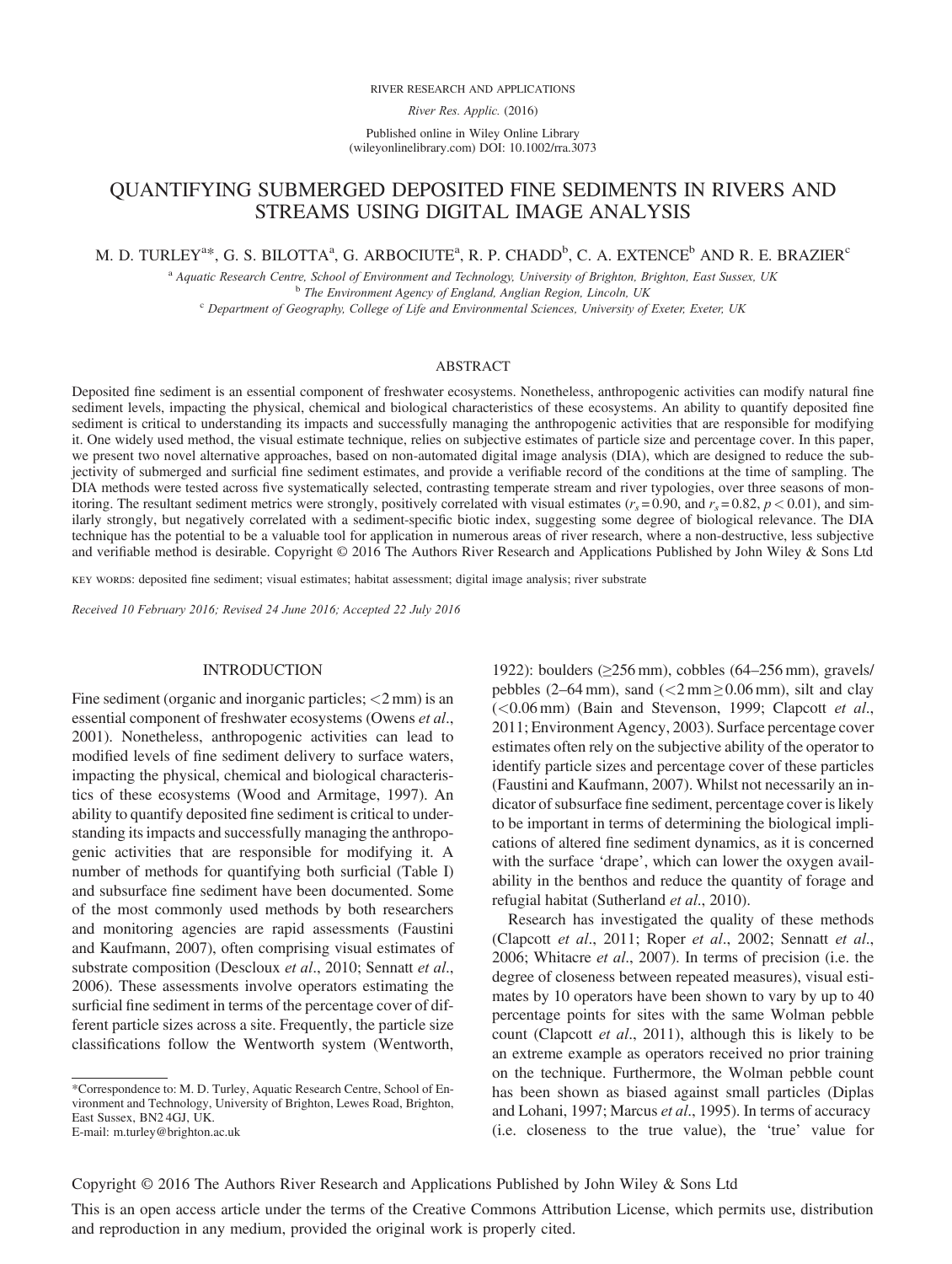RIVER RESEARCH AND APPLICATIONS

*River Res. Applic.* (2016)

Published online in Wiley Online Library (wileyonlinelibrary.com) DOI: 10.1002/rra.3073

# QUANTIFYING SUBMERGED DEPOSITED FINE SEDIMENTS IN RIVERS AND STREAMS USING DIGITAL IMAGE ANALYSIS

M. D. TURLEY[a*], G. S. BILOTTA[a], G. ARBOCIUTE[a], R. P. CHADD[b], C. A. EXTENCE[b] AND R. E. BRAZIER[c]

[a] *Aquatic Research Centre, School of Environment and Technology, University of Brighton, Brighton, East Sussex, UK*
[b] *The Environment Agency of England, Anglian Region, Lincoln, UK*
[c] *Department of Geography, College of Life and Environmental Sciences, University of Exeter, Exeter, UK*

## ABSTRACT

Deposited fine sediment is an essential component of freshwater ecosystems. Nonetheless, anthropogenic activities can modify natural fine sediment levels, impacting the physical, chemical and biological characteristics of these ecosystems. An ability to quantify deposited fine sediment is critical to understanding its impacts and successfully managing the anthropogenic activities that are responsible for modifying it. One widely used method, the visual estimate technique, relies on subjective estimates of particle size and percentage cover. In this paper, we present two novel alternative approaches, based on non-automated digital image analysis (DIA), which are designed to reduce the subjectivity of submerged and surficial fine sediment estimates, and provide a verifiable record of the conditions at the time of sampling. The DIA methods were tested across five systematically selected, contrasting temperate stream and river typologies, over three seasons of monitoring. The resultant sediment metrics were strongly, positively correlated with visual estimates ($r_s = 0.90$, and $r_s = 0.82$, $p < 0.01$), and similarly strongly, but negatively correlated with a sediment-specific biotic index, suggesting some degree of biological relevance. The DIA technique has the potential to be a valuable tool for application in numerous areas of river research, where a non-destructive, less subjective and verifiable method is desirable. Copyright © 2016 The Authors River Research and Applications Published by John Wiley & Sons Ltd

KEY WORDS: deposited fine sediment; visual estimates; habitat assessment; digital image analysis; river substrate

*Received 10 February 2016; Revised 24 June 2016; Accepted 22 July 2016*

## INTRODUCTION

Fine sediment (organic and inorganic particles; <2 mm) is an essential component of freshwater ecosystems (Owens *et al*., 2001). Nonetheless, anthropogenic activities can lead to modified levels of fine sediment delivery to surface waters, impacting the physical, chemical and biological characteristics of these ecosystems (Wood and Armitage, 1997). An ability to quantify deposited fine sediment is critical to understanding its impacts and successfully managing the anthropogenic activities that are responsible for modifying it. A number of methods for quantifying both surficial (Table I) and subsurface fine sediment have been documented. Some of the most commonly used methods by both researchers and monitoring agencies are rapid assessments (Faustini and Kaufmann, 2007), often comprising visual estimates of substrate composition (Descloux *et al*., 2010; Sennatt *et al*., 2006). These assessments involve operators estimating the surficial fine sediment in terms of the percentage cover of different particle sizes across a site. Frequently, the particle size classifications follow the Wentworth system (Wentworth, 1922): boulders (≥256 mm), cobbles (64–256 mm), gravels/pebbles (2–64 mm), sand (<2 mm ≥ 0.06 mm), silt and clay (<0.06 mm) (Bain and Stevenson, 1999; Clapcott *et al*., 2011; Environment Agency, 2003). Surface percentage cover estimates often rely on the subjective ability of the operator to identify particle sizes and percentage cover of these particles (Faustini and Kaufmann, 2007). Whilst not necessarily an indicator of subsurface fine sediment, percentage cover is likely to be important in terms of determining the biological implications of altered fine sediment dynamics, as it is concerned with the surface 'drape', which can lower the oxygen availability in the benthos and reduce the quantity of forage and refugial habitat (Sutherland *et al*., 2010).

Research has investigated the quality of these methods (Clapcott *et al*., 2011; Roper *et al*., 2002; Sennatt *et al*., 2006; Whitacre *et al*., 2007). In terms of precision (i.e. the degree of closeness between repeated measures), visual estimates by 10 operators have been shown to vary by up to 40 percentage points for sites with the same Wolman pebble count (Clapcott *et al*., 2011), although this is likely to be an extreme example as operators received no prior training on the technique. Furthermore, the Wolman pebble count has been shown as biased against small particles (Diplas and Lohani, 1997; Marcus *et al*., 1995). In terms of accuracy (i.e. closeness to the true value), the 'true' value for

*Correspondence to: M. D. Turley, Aquatic Research Centre, School of Environment and Technology, University of Brighton, Lewes Road, Brighton, East Sussex, BN2 4GJ, UK.
E-mail: m.turley@brighton.ac.uk

Copyright © 2016 The Authors River Research and Applications Published by John Wiley & Sons Ltd

This is an open access article under the terms of the Creative Commons Attribution License, which permits use, distribution and reproduction in any medium, provided the original work is properly cited.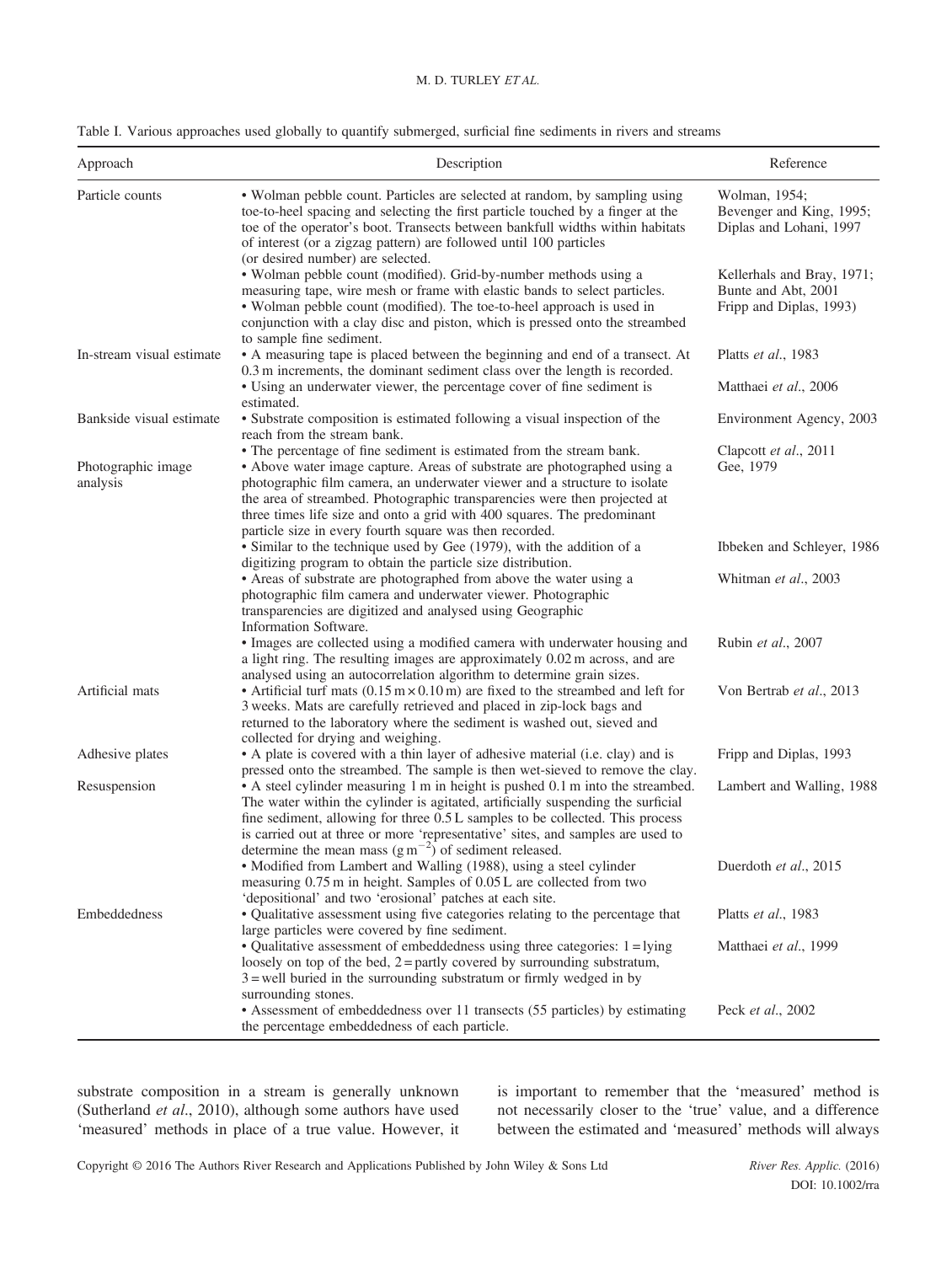Table I. Various approaches used globally to quantify submerged, surficial fine sediments in rivers and streams

| Approach | Description | Reference |
|---|---|---|
| Particle counts | • Wolman pebble count. Particles are selected at random, by sampling using toe-to-heel spacing and selecting the first particle touched by a finger at the toe of the operator's boot. Transects between bankfull widths within habitats of interest (or a zigzag pattern) are followed until 100 particles (or desired number) are selected. | Wolman, 1954; Bevenger and King, 1995; Diplas and Lohani, 1997 |
| | • Wolman pebble count (modified). Grid-by-number methods using a measuring tape, wire mesh or frame with elastic bands to select particles. | Kellerhals and Bray, 1971; Bunte and Abt, 2001 |
| | • Wolman pebble count (modified). The toe-to-heel approach is used in conjunction with a clay disc and piston, which is pressed onto the streambed to sample fine sediment. | Fripp and Diplas, 1993) |
| In-stream visual estimate | • A measuring tape is placed between the beginning and end of a transect. At 0.3 m increments, the dominant sediment class over the length is recorded. | Platts *et al.*, 1983 |
| | • Using an underwater viewer, the percentage cover of fine sediment is estimated. | Matthaei *et al.*, 2006 |
| Bankside visual estimate | • Substrate composition is estimated following a visual inspection of the reach from the stream bank. | Environment Agency, 2003 |
| | • The percentage of fine sediment is estimated from the stream bank. | Clapcott *et al.*, 2011 |
| Photographic image analysis | • Above water image capture. Areas of substrate are photographed using a photographic film camera, an underwater viewer and a structure to isolate the area of streambed. Photographic transparencies were then projected at three times life size and onto a grid with 400 squares. The predominant particle size in every fourth square was then recorded. | Gee, 1979 |
| | • Similar to the technique used by Gee (1979), with the addition of a digitizing program to obtain the particle size distribution. | Ibbeken and Schleyer, 1986 |
| | • Areas of substrate are photographed from above the water using a photographic film camera and underwater viewer. Photographic transparencies are digitized and analysed using Geographic Information Software. | Whitman *et al.*, 2003 |
| | • Images are collected using a modified camera with underwater housing and a light ring. The resulting images are approximately 0.02 m across, and are analysed using an autocorrelation algorithm to determine grain sizes. | Rubin *et al.*, 2007 |
| Artificial mats | • Artificial turf mats (0.15 m × 0.10 m) are fixed to the streambed and left for 3 weeks. Mats are carefully retrieved and placed in zip-lock bags and returned to the laboratory where the sediment is washed out, sieved and collected for drying and weighing. | Von Bertrab *et al.*, 2013 |
| Adhesive plates | • A plate is covered with a thin layer of adhesive material (i.e. clay) and is pressed onto the streambed. The sample is then wet-sieved to remove the clay. | Fripp and Diplas, 1993 |
| Resuspension | • A steel cylinder measuring 1 m in height is pushed 0.1 m into the streambed. The water within the cylinder is agitated, artificially suspending the surficial fine sediment, allowing for three 0.5 L samples to be collected. This process is carried out at three or more 'representative' sites, and samples are used to determine the mean mass ($g\,m^{-2}$) of sediment released. | Lambert and Walling, 1988 |
| | • Modified from Lambert and Walling (1988), using a steel cylinder measuring 0.75 m in height. Samples of 0.05 L are collected from two 'depositional' and two 'erosional' patches at each site. | Duerdoth *et al.*, 2015 |
| Embeddedness | • Qualitative assessment using five categories relating to the percentage that large particles were covered by fine sediment. | Platts *et al.*, 1983 |
| | • Qualitative assessment of embeddedness using three categories: 1 = lying loosely on top of the bed, 2 = partly covered by surrounding substratum, 3 = well buried in the surrounding substratum or firmly wedged in by surrounding stones. | Matthaei *et al.*, 1999 |
| | • Assessment of embeddedness over 11 transects (55 particles) by estimating the percentage embeddedness of each particle. | Peck *et al.*, 2002 |

substrate composition in a stream is generally unknown (Sutherland *et al.*, 2010), although some authors have used 'measured' methods in place of a true value. However, it is important to remember that the 'measured' method is not necessarily closer to the 'true' value, and a difference between the estimated and 'measured' methods will always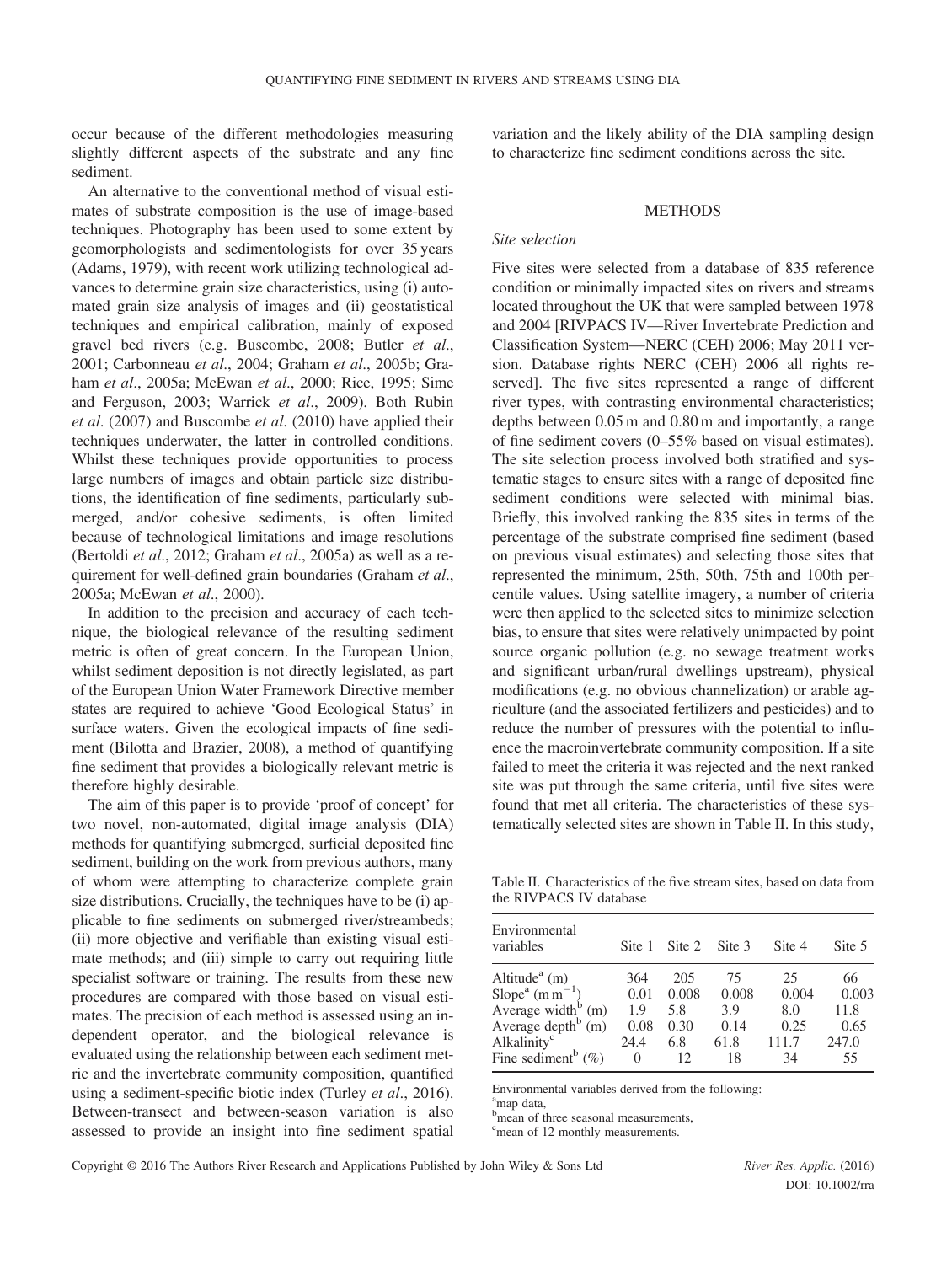occur because of the different methodologies measuring slightly different aspects of the substrate and any fine sediment.

An alternative to the conventional method of visual estimates of substrate composition is the use of image-based techniques. Photography has been used to some extent by geomorphologists and sedimentologists for over 35 years (Adams, 1979), with recent work utilizing technological advances to determine grain size characteristics, using (i) automated grain size analysis of images and (ii) geostatistical techniques and empirical calibration, mainly of exposed gravel bed rivers (e.g. Buscombe, 2008; Butler *et al*., 2001; Carbonneau *et al*., 2004; Graham *et al*., 2005b; Graham *et al*., 2005a; McEwan *et al*., 2000; Rice, 1995; Sime and Ferguson, 2003; Warrick *et al*., 2009). Both Rubin *et al*. (2007) and Buscombe *et al*. (2010) have applied their techniques underwater, the latter in controlled conditions. Whilst these techniques provide opportunities to process large numbers of images and obtain particle size distributions, the identification of fine sediments, particularly submerged, and/or cohesive sediments, is often limited because of technological limitations and image resolutions (Bertoldi *et al*., 2012; Graham *et al*., 2005a) as well as a requirement for well-defined grain boundaries (Graham *et al*., 2005a; McEwan *et al*., 2000).

In addition to the precision and accuracy of each technique, the biological relevance of the resulting sediment metric is often of great concern. In the European Union, whilst sediment deposition is not directly legislated, as part of the European Union Water Framework Directive member states are required to achieve 'Good Ecological Status' in surface waters. Given the ecological impacts of fine sediment (Bilotta and Brazier, 2008), a method of quantifying fine sediment that provides a biologically relevant metric is therefore highly desirable.

The aim of this paper is to provide 'proof of concept' for two novel, non-automated, digital image analysis (DIA) methods for quantifying submerged, surficial deposited fine sediment, building on the work from previous authors, many of whom were attempting to characterize complete grain size distributions. Crucially, the techniques have to be (i) applicable to fine sediments on submerged river/streambeds; (ii) more objective and verifiable than existing visual estimate methods; and (iii) simple to carry out requiring little specialist software or training. The results from these new procedures are compared with those based on visual estimates. The precision of each method is assessed using an independent operator, and the biological relevance is evaluated using the relationship between each sediment metric and the invertebrate community composition, quantified using a sediment-specific biotic index (Turley *et al*., 2016). Between-transect and between-season variation is also assessed to provide an insight into fine sediment spatial variation and the likely ability of the DIA sampling design to characterize fine sediment conditions across the site.

## METHODS

### *Site selection*

Five sites were selected from a database of 835 reference condition or minimally impacted sites on rivers and streams located throughout the UK that were sampled between 1978 and 2004 [RIVPACS IV—River Invertebrate Prediction and Classification System—NERC (CEH) 2006; May 2011 version. Database rights NERC (CEH) 2006 all rights reserved]. The five sites represented a range of different river types, with contrasting environmental characteristics; depths between 0.05 m and 0.80 m and importantly, a range of fine sediment covers (0–55% based on visual estimates). The site selection process involved both stratified and systematic stages to ensure sites with a range of deposited fine sediment conditions were selected with minimal bias. Briefly, this involved ranking the 835 sites in terms of the percentage of the substrate comprised fine sediment (based on previous visual estimates) and selecting those sites that represented the minimum, 25th, 50th, 75th and 100th percentile values. Using satellite imagery, a number of criteria were then applied to the selected sites to minimize selection bias, to ensure that sites were relatively unimpacted by point source organic pollution (e.g. no sewage treatment works and significant urban/rural dwellings upstream), physical modifications (e.g. no obvious channelization) or arable agriculture (and the associated fertilizers and pesticides) and to reduce the number of pressures with the potential to influence the macroinvertebrate community composition. If a site failed to meet the criteria it was rejected and the next ranked site was put through the same criteria, until five sites were found that met all criteria. The characteristics of these systematically selected sites are shown in Table II. In this study,

Table II. Characteristics of the five stream sites, based on data from the RIVPACS IV database

| Environmental variables | Site 1 | Site 2 | Site 3 | Site 4 | Site 5 |
|---|---|---|---|---|---|
| Altitude[a] (m) | 364 | 205 | 75 | 25 | 66 |
| Slope[a] ($m\,m^{-1}$) | 0.01 | 0.008 | 0.008 | 0.004 | 0.003 |
| Average width[b] (m) | 1.9 | 5.8 | 3.9 | 8.0 | 11.8 |
| Average depth[b] (m) | 0.08 | 0.30 | 0.14 | 0.25 | 0.65 |
| Alkalinity[c] | 24.4 | 6.8 | 61.8 | 111.7 | 247.0 |
| Fine sediment[b] (%) | 0 | 12 | 18 | 34 | 55 |

Environmental variables derived from the following:
[a]map data,
[b]mean of three seasonal measurements,
[c]mean of 12 monthly measurements.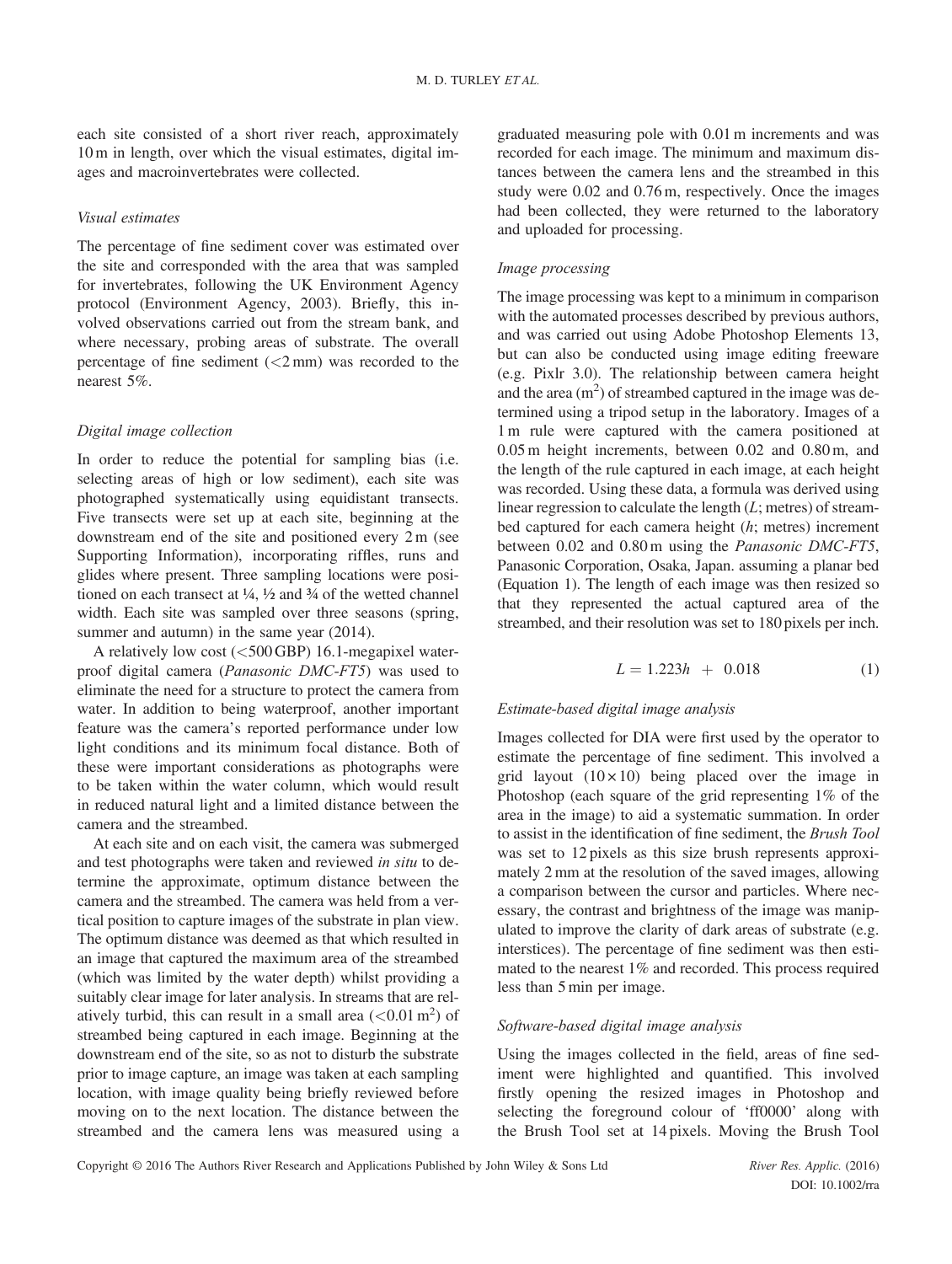each site consisted of a short river reach, approximately 10 m in length, over which the visual estimates, digital images and macroinvertebrates were collected.

### Visual estimates

The percentage of fine sediment cover was estimated over the site and corresponded with the area that was sampled for invertebrates, following the UK Environment Agency protocol (Environment Agency, 2003). Briefly, this involved observations carried out from the stream bank, and where necessary, probing areas of substrate. The overall percentage of fine sediment (<2 mm) was recorded to the nearest 5%.

### Digital image collection

In order to reduce the potential for sampling bias (i.e. selecting areas of high or low sediment), each site was photographed systematically using equidistant transects. Five transects were set up at each site, beginning at the downstream end of the site and positioned every 2 m (see Supporting Information), incorporating riffles, runs and glides where present. Three sampling locations were positioned on each transect at ¼, ½ and ¾ of the wetted channel width. Each site was sampled over three seasons (spring, summer and autumn) in the same year (2014).

A relatively low cost (<500 GBP) 16.1-megapixel waterproof digital camera (*Panasonic DMC-FT5*) was used to eliminate the need for a structure to protect the camera from water. In addition to being waterproof, another important feature was the camera's reported performance under low light conditions and its minimum focal distance. Both of these were important considerations as photographs were to be taken within the water column, which would result in reduced natural light and a limited distance between the camera and the streambed.

At each site and on each visit, the camera was submerged and test photographs were taken and reviewed *in situ* to determine the approximate, optimum distance between the camera and the streambed. The camera was held from a vertical position to capture images of the substrate in plan view. The optimum distance was deemed as that which resulted in an image that captured the maximum area of the streambed (which was limited by the water depth) whilst providing a suitably clear image for later analysis. In streams that are relatively turbid, this can result in a small area (<0.01 m$^2$) of streambed being captured in each image. Beginning at the downstream end of the site, so as not to disturb the substrate prior to image capture, an image was taken at each sampling location, with image quality being briefly reviewed before moving on to the next location. The distance between the streambed and the camera lens was measured using a graduated measuring pole with 0.01 m increments and was recorded for each image. The minimum and maximum distances between the camera lens and the streambed in this study were 0.02 and 0.76 m, respectively. Once the images had been collected, they were returned to the laboratory and uploaded for processing.

### Image processing

The image processing was kept to a minimum in comparison with the automated processes described by previous authors, and was carried out using Adobe Photoshop Elements 13, but can also be conducted using image editing freeware (e.g. Pixlr 3.0). The relationship between camera height and the area (m$^2$) of streambed captured in the image was determined using a tripod setup in the laboratory. Images of a 1 m rule were captured with the camera positioned at 0.05 m height increments, between 0.02 and 0.80 m, and the length of the rule captured in each image, at each height was recorded. Using these data, a formula was derived using linear regression to calculate the length ($L$; metres) of streambed captured for each camera height ($h$; metres) increment between 0.02 and 0.80 m using the *Panasonic DMC-FT5*, Panasonic Corporation, Osaka, Japan. assuming a planar bed (Equation 1). The length of each image was then resized so that they represented the actual captured area of the streambed, and their resolution was set to 180 pixels per inch.

$$L = 1.223h + 0.018 \tag{1}$$

### Estimate-based digital image analysis

Images collected for DIA were first used by the operator to estimate the percentage of fine sediment. This involved a grid layout (10 × 10) being placed over the image in Photoshop (each square of the grid representing 1% of the area in the image) to aid a systematic summation. In order to assist in the identification of fine sediment, the *Brush Tool* was set to 12 pixels as this size brush represents approximately 2 mm at the resolution of the saved images, allowing a comparison between the cursor and particles. Where necessary, the contrast and brightness of the image was manipulated to improve the clarity of dark areas of substrate (e.g. interstices). The percentage of fine sediment was then estimated to the nearest 1% and recorded. This process required less than 5 min per image.

### Software-based digital image analysis

Using the images collected in the field, areas of fine sediment were highlighted and quantified. This involved firstly opening the resized images in Photoshop and selecting the foreground colour of 'ff0000' along with the Brush Tool set at 14 pixels. Moving the Brush Tool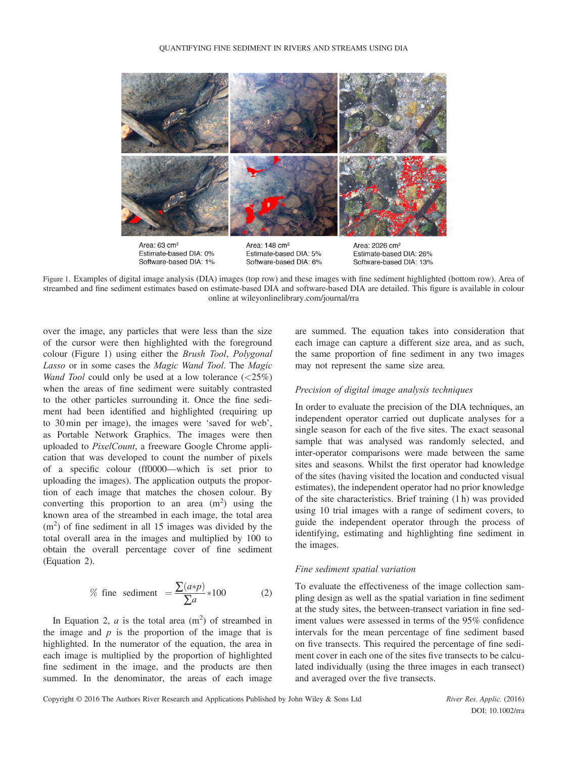Area: 63 cm²
Estimate-based DIA: 0%
Software-based DIA: 1%

Area: 148 cm²
Estimate-based DIA: 5%
Software-based DIA: 6%

Area: 2026 cm²
Estimate-based DIA: 26%
Software-based DIA: 13%

Figure 1. Examples of digital image analysis (DIA) images (top row) and these images with fine sediment highlighted (bottom row). Area of streambed and fine sediment estimates based on estimate-based DIA and software-based DIA are detailed. This figure is available in colour online at wileyonlinelibrary.com/journal/rra

over the image, any particles that were less than the size of the cursor were then highlighted with the foreground colour (Figure 1) using either the *Brush Tool*, *Polygonal Lasso* or in some cases the *Magic Wand Tool*. The *Magic Wand Tool* could only be used at a low tolerance (<25%) when the areas of fine sediment were suitably contrasted to the other particles surrounding it. Once the fine sediment had been identified and highlighted (requiring up to 30 min per image), the images were 'saved for web', as Portable Network Graphics. The images were then uploaded to *PixelCount*, a freeware Google Chrome application that was developed to count the number of pixels of a specific colour (ff0000—which is set prior to uploading the images). The application outputs the proportion of each image that matches the chosen colour. By converting this proportion to an area ($m^2$) using the known area of the streambed in each image, the total area ($m^2$) of fine sediment in all 15 images was divided by the total overall area in the images and multiplied by 100 to obtain the overall percentage cover of fine sediment (Equation 2).

$$\%\ \text{fine sediment} = \frac{\sum(a*p)}{\sum a}*100 \qquad (2)$$

In Equation 2, $a$ is the total area ($m^2$) of streambed in the image and $p$ is the proportion of the image that is highlighted. In the numerator of the equation, the area in each image is multiplied by the proportion of highlighted fine sediment in the image, and the products are then summed. In the denominator, the areas of each image are summed. The equation takes into consideration that each image can capture a different size area, and as such, the same proportion of fine sediment in any two images may not represent the same size area.

### *Precision of digital image analysis techniques*

In order to evaluate the precision of the DIA techniques, an independent operator carried out duplicate analyses for a single season for each of the five sites. The exact seasonal sample that was analysed was randomly selected, and inter-operator comparisons were made between the same sites and seasons. Whilst the first operator had knowledge of the sites (having visited the location and conducted visual estimates), the independent operator had no prior knowledge of the site characteristics. Brief training (1 h) was provided using 10 trial images with a range of sediment covers, to guide the independent operator through the process of identifying, estimating and highlighting fine sediment in the images.

### *Fine sediment spatial variation*

To evaluate the effectiveness of the image collection sampling design as well as the spatial variation in fine sediment at the study sites, the between-transect variation in fine sediment values were assessed in terms of the 95% confidence intervals for the mean percentage of fine sediment based on five transects. This required the percentage of fine sediment cover in each one of the sites five transects to be calculated individually (using the three images in each transect) and averaged over the five transects.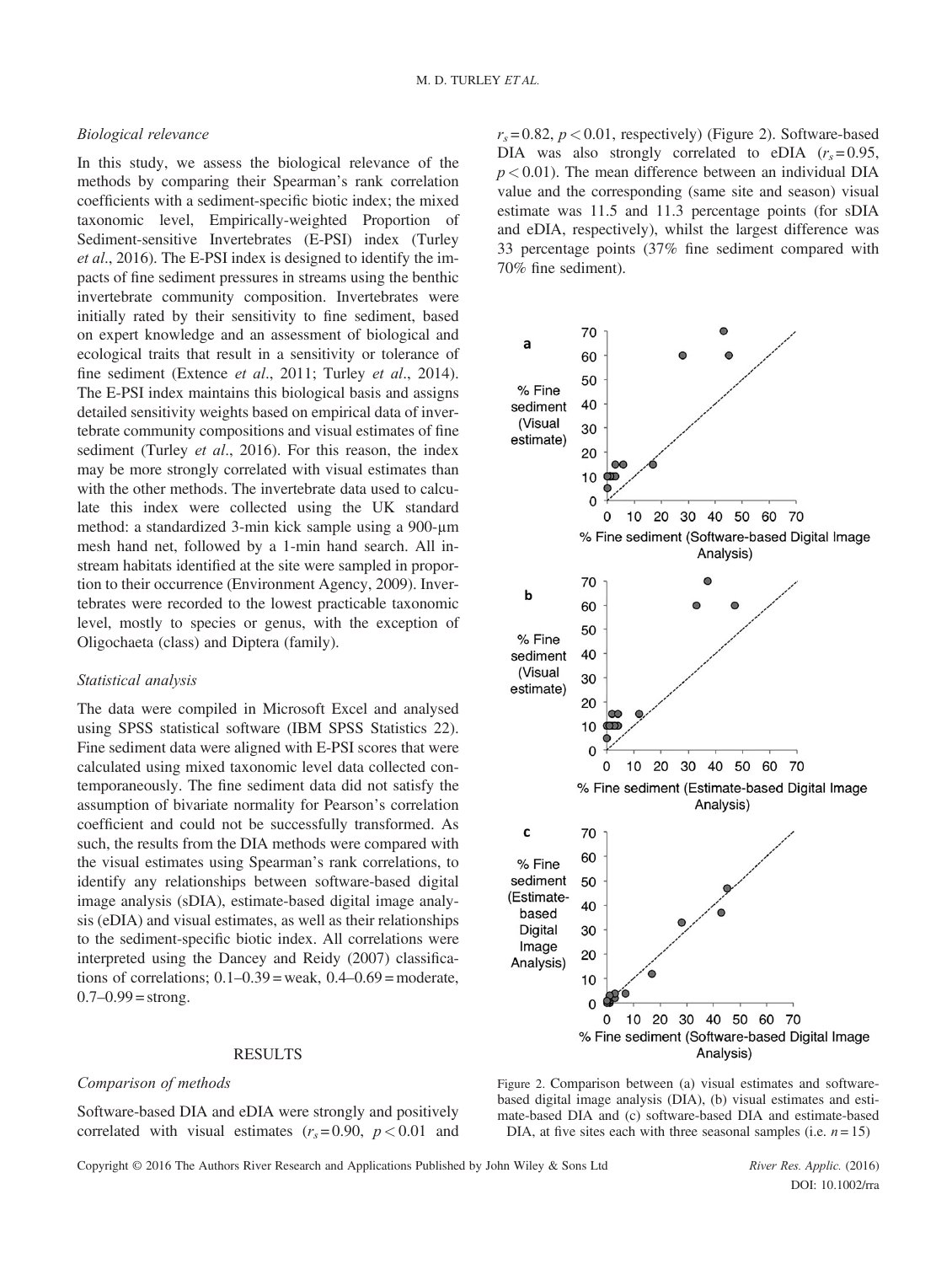### Biological relevance

In this study, we assess the biological relevance of the methods by comparing their Spearman's rank correlation coefficients with a sediment-specific biotic index; the mixed taxonomic level, Empirically-weighted Proportion of Sediment-sensitive Invertebrates (E-PSI) index (Turley *et al*., 2016). The E-PSI index is designed to identify the impacts of fine sediment pressures in streams using the benthic invertebrate community composition. Invertebrates were initially rated by their sensitivity to fine sediment, based on expert knowledge and an assessment of biological and ecological traits that result in a sensitivity or tolerance of fine sediment (Extence *et al*., 2011; Turley *et al*., 2014). The E-PSI index maintains this biological basis and assigns detailed sensitivity weights based on empirical data of invertebrate community compositions and visual estimates of fine sediment (Turley *et al*., 2016). For this reason, the index may be more strongly correlated with visual estimates than with the other methods. The invertebrate data used to calculate this index were collected using the UK standard method: a standardized 3-min kick sample using a 900-μm mesh hand net, followed by a 1-min hand search. All in-stream habitats identified at the site were sampled in proportion to their occurrence (Environment Agency, 2009). Invertebrates were recorded to the lowest practicable taxonomic level, mostly to species or genus, with the exception of Oligochaeta (class) and Diptera (family).

### Statistical analysis

The data were compiled in Microsoft Excel and analysed using SPSS statistical software (IBM SPSS Statistics 22). Fine sediment data were aligned with E-PSI scores that were calculated using mixed taxonomic level data collected contemporaneously. The fine sediment data did not satisfy the assumption of bivariate normality for Pearson's correlation coefficient and could not be successfully transformed. As such, the results from the DIA methods were compared with the visual estimates using Spearman's rank correlations, to identify any relationships between software-based digital image analysis (sDIA), estimate-based digital image analysis (eDIA) and visual estimates, as well as their relationships to the sediment-specific biotic index. All correlations were interpreted using the Dancey and Reidy (2007) classifications of correlations; 0.1–0.39 = weak, 0.4–0.69 = moderate, 0.7–0.99 = strong.

## RESULTS

### Comparison of methods

Software-based DIA and eDIA were strongly and positively correlated with visual estimates ($r_s = 0.90$, $p < 0.01$ and $r_s = 0.82$, $p < 0.01$, respectively) (Figure 2). Software-based DIA was also strongly correlated to eDIA ($r_s = 0.95$, $p < 0.01$). The mean difference between an individual DIA value and the corresponding (same site and season) visual estimate was 11.5 and 11.3 percentage points (for sDIA and eDIA, respectively), whilst the largest difference was 33 percentage points (37% fine sediment compared with 70% fine sediment).

Figure 2. Comparison between (a) visual estimates and software-based digital image analysis (DIA), (b) visual estimates and estimate-based DIA and (c) software-based DIA and estimate-based DIA, at five sites each with three seasonal samples (i.e. $n = 15$)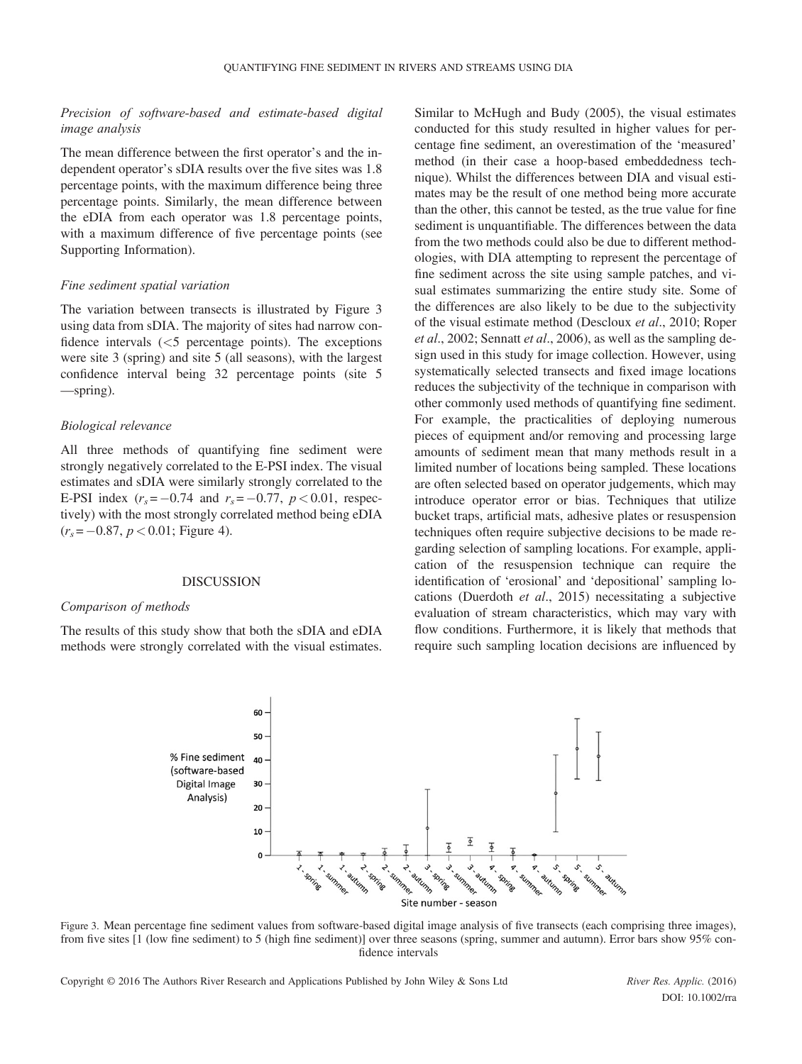### *Precision of software-based and estimate-based digital image analysis*

The mean difference between the first operator's and the independent operator's sDIA results over the five sites was 1.8 percentage points, with the maximum difference being three percentage points. Similarly, the mean difference between the eDIA from each operator was 1.8 percentage points, with a maximum difference of five percentage points (see Supporting Information).

### *Fine sediment spatial variation*

The variation between transects is illustrated by Figure 3 using data from sDIA. The majority of sites had narrow confidence intervals (<5 percentage points). The exceptions were site 3 (spring) and site 5 (all seasons), with the largest confidence interval being 32 percentage points (site 5—spring).

### *Biological relevance*

All three methods of quantifying fine sediment were strongly negatively correlated to the E-PSI index. The visual estimates and sDIA were similarly strongly correlated to the E-PSI index ($r_s = -0.74$ and $r_s = -0.77$, $p < 0.01$, respectively) with the most strongly correlated method being eDIA ($r_s = -0.87$, $p < 0.01$; Figure 4).

## DISCUSSION

### *Comparison of methods*

The results of this study show that both the sDIA and eDIA methods were strongly correlated with the visual estimates. Similar to McHugh and Budy (2005), the visual estimates conducted for this study resulted in higher values for percentage fine sediment, an overestimation of the 'measured' method (in their case a hoop-based embeddedness technique). Whilst the differences between DIA and visual estimates may be the result of one method being more accurate than the other, this cannot be tested, as the true value for fine sediment is unquantifiable. The differences between the data from the two methods could also be due to different methodologies, with DIA attempting to represent the percentage of fine sediment across the site using sample patches, and visual estimates summarizing the entire study site. Some of the differences are also likely to be due to the subjectivity of the visual estimate method (Descloux *et al*., 2010; Roper *et al*., 2002; Sennatt *et al*., 2006), as well as the sampling design used in this study for image collection. However, using systematically selected transects and fixed image locations reduces the subjectivity of the technique in comparison with other commonly used methods of quantifying fine sediment. For example, the practicalities of deploying numerous pieces of equipment and/or removing and processing large amounts of sediment mean that many methods result in a limited number of locations being sampled. These locations are often selected based on operator judgements, which may introduce operator error or bias. Techniques that utilize bucket traps, artificial mats, adhesive plates or resuspension techniques often require subjective decisions to be made regarding selection of sampling locations. For example, application of the resuspension technique can require the identification of 'erosional' and 'depositional' sampling locations (Duerdoth *et al*., 2015) necessitating a subjective evaluation of stream characteristics, which may vary with flow conditions. Furthermore, it is likely that methods that require such sampling location decisions are influenced by

Figure 3. Mean percentage fine sediment values from software-based digital image analysis of five transects (each comprising three images), from five sites [1 (low fine sediment) to 5 (high fine sediment)] over three seasons (spring, summer and autumn). Error bars show 95% confidence intervals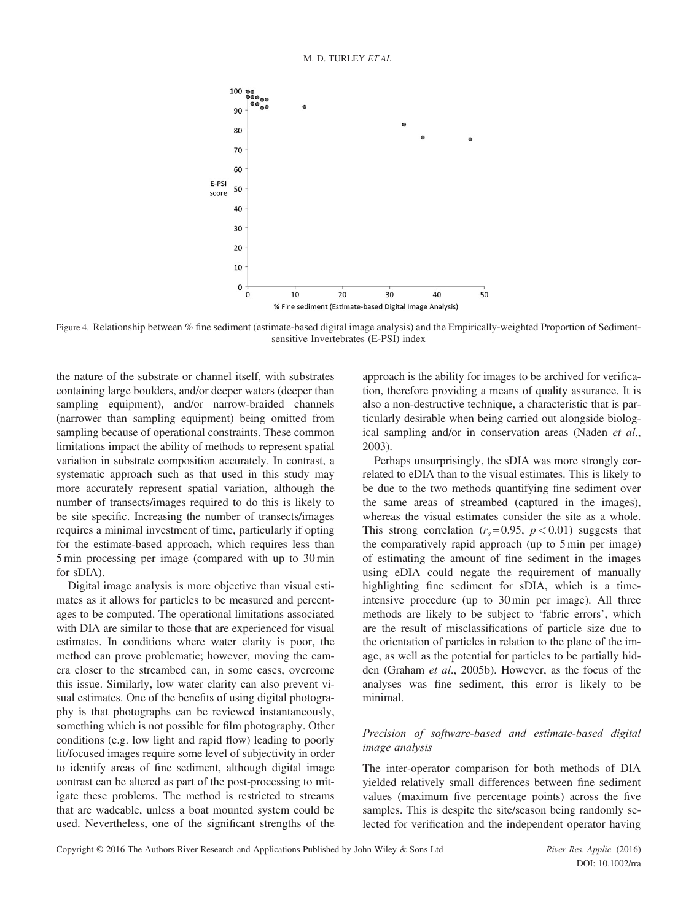Figure 4. Relationship between % fine sediment (estimate-based digital image analysis) and the Empirically-weighted Proportion of Sediment-sensitive Invertebrates (E-PSI) index

the nature of the substrate or channel itself, with substrates containing large boulders, and/or deeper waters (deeper than sampling equipment), and/or narrow-braided channels (narrower than sampling equipment) being omitted from sampling because of operational constraints. These common limitations impact the ability of methods to represent spatial variation in substrate composition accurately. In contrast, a systematic approach such as that used in this study may more accurately represent spatial variation, although the number of transects/images required to do this is likely to be site specific. Increasing the number of transects/images requires a minimal investment of time, particularly if opting for the estimate-based approach, which requires less than 5 min processing per image (compared with up to 30 min for sDIA).

Digital image analysis is more objective than visual estimates as it allows for particles to be measured and percentages to be computed. The operational limitations associated with DIA are similar to those that are experienced for visual estimates. In conditions where water clarity is poor, the method can prove problematic; however, moving the camera closer to the streambed can, in some cases, overcome this issue. Similarly, low water clarity can also prevent visual estimates. One of the benefits of using digital photography is that photographs can be reviewed instantaneously, something which is not possible for film photography. Other conditions (e.g. low light and rapid flow) leading to poorly lit/focused images require some level of subjectivity in order to identify areas of fine sediment, although digital image contrast can be altered as part of the post-processing to mitigate these problems. The method is restricted to streams that are wadeable, unless a boat mounted system could be used. Nevertheless, one of the significant strengths of the approach is the ability for images to be archived for verification, therefore providing a means of quality assurance. It is also a non-destructive technique, a characteristic that is particularly desirable when being carried out alongside biological sampling and/or in conservation areas (Naden *et al*., 2003).

Perhaps unsurprisingly, the sDIA was more strongly correlated to eDIA than to the visual estimates. This is likely to be due to the two methods quantifying fine sediment over the same areas of streambed (captured in the images), whereas the visual estimates consider the site as a whole. This strong correlation ($r_s = 0.95$, $p < 0.01$) suggests that the comparatively rapid approach (up to 5 min per image) of estimating the amount of fine sediment in the images using eDIA could negate the requirement of manually highlighting fine sediment for sDIA, which is a time-intensive procedure (up to 30 min per image). All three methods are likely to be subject to 'fabric errors', which are the result of misclassifications of particle size due to the orientation of particles in relation to the plane of the image, as well as the potential for particles to be partially hidden (Graham *et al*., 2005b). However, as the focus of the analyses was fine sediment, this error is likely to be minimal.

### *Precision of software-based and estimate-based digital image analysis*

The inter-operator comparison for both methods of DIA yielded relatively small differences between fine sediment values (maximum five percentage points) across the five samples. This is despite the site/season being randomly selected for verification and the independent operator having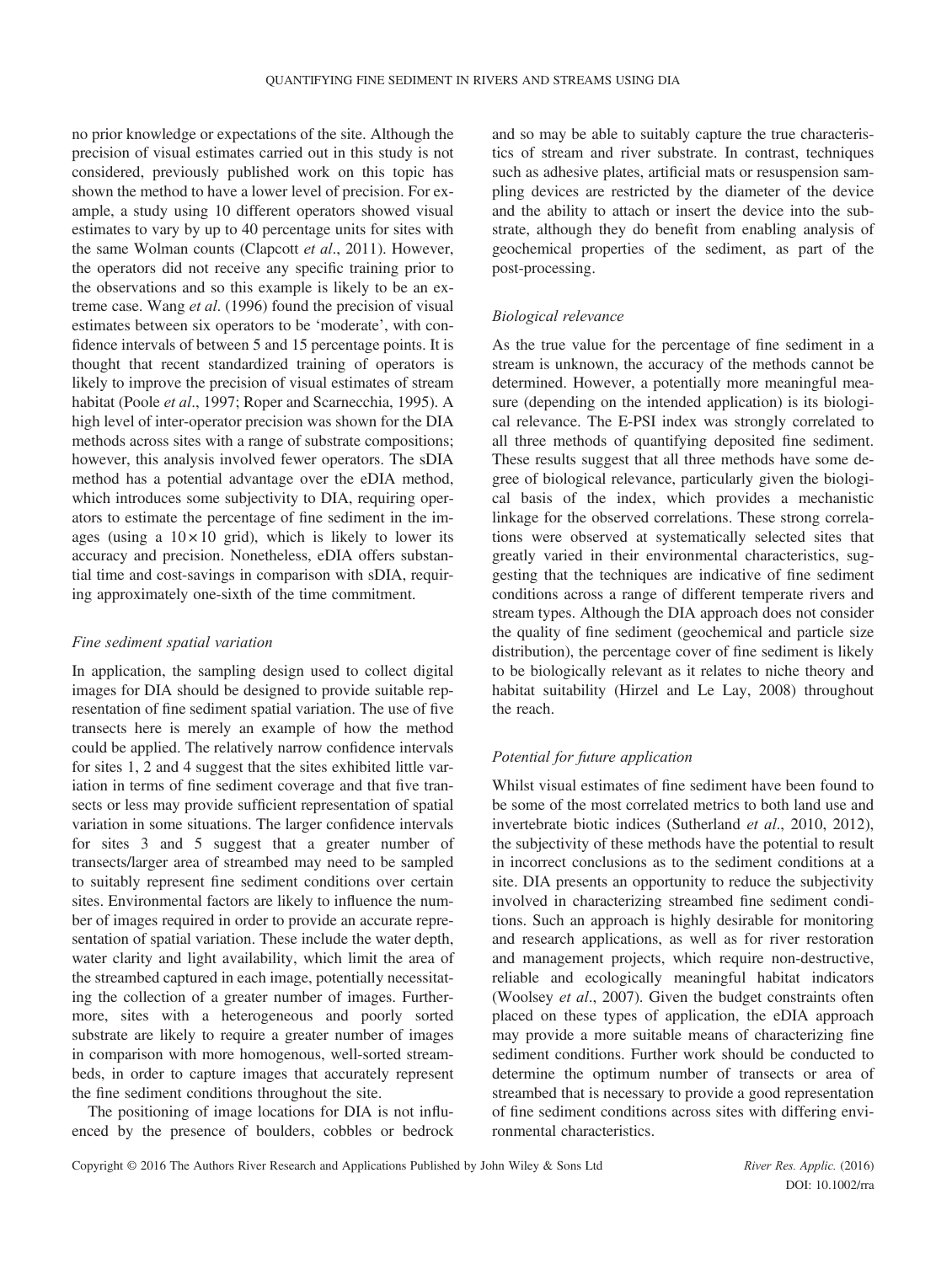no prior knowledge or expectations of the site. Although the precision of visual estimates carried out in this study is not considered, previously published work on this topic has shown the method to have a lower level of precision. For example, a study using 10 different operators showed visual estimates to vary by up to 40 percentage units for sites with the same Wolman counts (Clapcott *et al*., 2011). However, the operators did not receive any specific training prior to the observations and so this example is likely to be an extreme case. Wang *et al*. (1996) found the precision of visual estimates between six operators to be 'moderate', with confidence intervals of between 5 and 15 percentage points. It is thought that recent standardized training of operators is likely to improve the precision of visual estimates of stream habitat (Poole *et al*., 1997; Roper and Scarnecchia, 1995). A high level of inter-operator precision was shown for the DIA methods across sites with a range of substrate compositions; however, this analysis involved fewer operators. The sDIA method has a potential advantage over the eDIA method, which introduces some subjectivity to DIA, requiring operators to estimate the percentage of fine sediment in the images (using a $10 \times 10$ grid), which is likely to lower its accuracy and precision. Nonetheless, eDIA offers substantial time and cost-savings in comparison with sDIA, requiring approximately one-sixth of the time commitment.

### *Fine sediment spatial variation*

In application, the sampling design used to collect digital images for DIA should be designed to provide suitable representation of fine sediment spatial variation. The use of five transects here is merely an example of how the method could be applied. The relatively narrow confidence intervals for sites 1, 2 and 4 suggest that the sites exhibited little variation in terms of fine sediment coverage and that five transects or less may provide sufficient representation of spatial variation in some situations. The larger confidence intervals for sites 3 and 5 suggest that a greater number of transects/larger area of streambed may need to be sampled to suitably represent fine sediment conditions over certain sites. Environmental factors are likely to influence the number of images required in order to provide an accurate representation of spatial variation. These include the water depth, water clarity and light availability, which limit the area of the streambed captured in each image, potentially necessitating the collection of a greater number of images. Furthermore, sites with a heterogeneous and poorly sorted substrate are likely to require a greater number of images in comparison with more homogenous, well-sorted streambeds, in order to capture images that accurately represent the fine sediment conditions throughout the site.

The positioning of image locations for DIA is not influenced by the presence of boulders, cobbles or bedrock and so may be able to suitably capture the true characteristics of stream and river substrate. In contrast, techniques such as adhesive plates, artificial mats or resuspension sampling devices are restricted by the diameter of the device and the ability to attach or insert the device into the substrate, although they do benefit from enabling analysis of geochemical properties of the sediment, as part of the post-processing.

### *Biological relevance*

As the true value for the percentage of fine sediment in a stream is unknown, the accuracy of the methods cannot be determined. However, a potentially more meaningful measure (depending on the intended application) is its biological relevance. The E-PSI index was strongly correlated to all three methods of quantifying deposited fine sediment. These results suggest that all three methods have some degree of biological relevance, particularly given the biological basis of the index, which provides a mechanistic linkage for the observed correlations. These strong correlations were observed at systematically selected sites that greatly varied in their environmental characteristics, suggesting that the techniques are indicative of fine sediment conditions across a range of different temperate rivers and stream types. Although the DIA approach does not consider the quality of fine sediment (geochemical and particle size distribution), the percentage cover of fine sediment is likely to be biologically relevant as it relates to niche theory and habitat suitability (Hirzel and Le Lay, 2008) throughout the reach.

### *Potential for future application*

Whilst visual estimates of fine sediment have been found to be some of the most correlated metrics to both land use and invertebrate biotic indices (Sutherland *et al*., 2010, 2012), the subjectivity of these methods have the potential to result in incorrect conclusions as to the sediment conditions at a site. DIA presents an opportunity to reduce the subjectivity involved in characterizing streambed fine sediment conditions. Such an approach is highly desirable for monitoring and research applications, as well as for river restoration and management projects, which require non-destructive, reliable and ecologically meaningful habitat indicators (Woolsey *et al*., 2007). Given the budget constraints often placed on these types of application, the eDIA approach may provide a more suitable means of characterizing fine sediment conditions. Further work should be conducted to determine the optimum number of transects or area of streambed that is necessary to provide a good representation of fine sediment conditions across sites with differing environmental characteristics.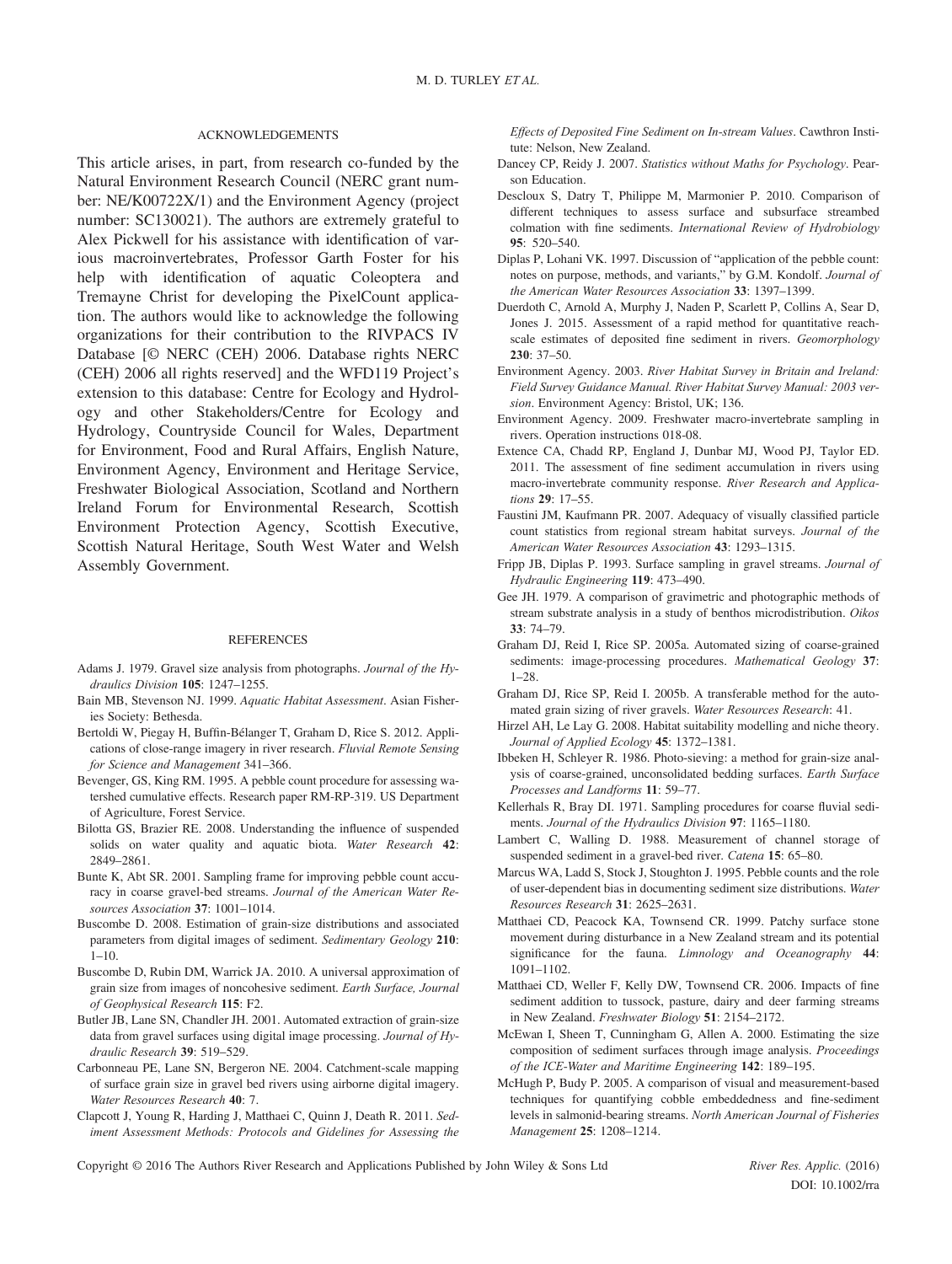## ACKNOWLEDGEMENTS

This article arises, in part, from research co-funded by the Natural Environment Research Council (NERC grant number: NE/K00722X/1) and the Environment Agency (project number: SC130021). The authors are extremely grateful to Alex Pickwell for his assistance with identification of various macroinvertebrates, Professor Garth Foster for his help with identification of aquatic Coleoptera and Tremayne Christ for developing the PixelCount application. The authors would like to acknowledge the following organizations for their contribution to the RIVPACS IV Database [© NERC (CEH) 2006. Database rights NERC (CEH) 2006 all rights reserved] and the WFD119 Project's extension to this database: Centre for Ecology and Hydrology and other Stakeholders/Centre for Ecology and Hydrology, Countryside Council for Wales, Department for Environment, Food and Rural Affairs, English Nature, Environment Agency, Environment and Heritage Service, Freshwater Biological Association, Scotland and Northern Ireland Forum for Environmental Research, Scottish Environment Protection Agency, Scottish Executive, Scottish Natural Heritage, South West Water and Welsh Assembly Government.

## REFERENCES

Adams J. 1979. Gravel size analysis from photographs. *Journal of the Hydraulics Division* **105**: 1247–1255.

Bain MB, Stevenson NJ. 1999. *Aquatic Habitat Assessment*. Asian Fisheries Society: Bethesda.

Bertoldi W, Piegay H, Buffin-Bélanger T, Graham D, Rice S. 2012. Applications of close-range imagery in river research. *Fluvial Remote Sensing for Science and Management* 341–366.

Bevenger, GS, King RM. 1995. A pebble count procedure for assessing watershed cumulative effects. Research paper RM-RP-319. US Department of Agriculture, Forest Service.

Bilotta GS, Brazier RE. 2008. Understanding the influence of suspended solids on water quality and aquatic biota. *Water Research* **42**: 2849–2861.

Bunte K, Abt SR. 2001. Sampling frame for improving pebble count accuracy in coarse gravel-bed streams. *Journal of the American Water Resources Association* **37**: 1001–1014.

Buscombe D. 2008. Estimation of grain-size distributions and associated parameters from digital images of sediment. *Sedimentary Geology* **210**: 1–10.

Buscombe D, Rubin DM, Warrick JA. 2010. A universal approximation of grain size from images of noncohesive sediment. *Earth Surface, Journal of Geophysical Research* **115**: F2.

Butler JB, Lane SN, Chandler JH. 2001. Automated extraction of grain-size data from gravel surfaces using digital image processing. *Journal of Hydraulic Research* **39**: 519–529.

Carbonneau PE, Lane SN, Bergeron NE. 2004. Catchment-scale mapping of surface grain size in gravel bed rivers using airborne digital imagery. *Water Resources Research* **40**: 7.

Clapcott J, Young R, Harding J, Matthaei C, Quinn J, Death R. 2011. *Sediment Assessment Methods: Protocols and Gidelines for Assessing the Effects of Deposited Fine Sediment on In-stream Values*. Cawthron Institute: Nelson, New Zealand.

Dancey CP, Reidy J. 2007. *Statistics without Maths for Psychology*. Pearson Education.

Descloux S, Datry T, Philippe M, Marmonier P. 2010. Comparison of different techniques to assess surface and subsurface streambed colmation with fine sediments. *International Review of Hydrobiology* **95**: 520–540.

Diplas P, Lohani VK. 1997. Discussion of "application of the pebble count: notes on purpose, methods, and variants," by G.M. Kondolf. *Journal of the American Water Resources Association* **33**: 1397–1399.

Duerdoth C, Arnold A, Murphy J, Naden P, Scarlett P, Collins A, Sear D, Jones J. 2015. Assessment of a rapid method for quantitative reach-scale estimates of deposited fine sediment in rivers. *Geomorphology* **230**: 37–50.

Environment Agency. 2003. *River Habitat Survey in Britain and Ireland: Field Survey Guidance Manual. River Habitat Survey Manual: 2003 version*. Environment Agency: Bristol, UK; 136.

Environment Agency. 2009. Freshwater macro-invertebrate sampling in rivers. Operation instructions 018-08.

Extence CA, Chadd RP, England J, Dunbar MJ, Wood PJ, Taylor ED. 2011. The assessment of fine sediment accumulation in rivers using macro-invertebrate community response. *River Research and Applications* **29**: 17–55.

Faustini JM, Kaufmann PR. 2007. Adequacy of visually classified particle count statistics from regional stream habitat surveys. *Journal of the American Water Resources Association* **43**: 1293–1315.

Fripp JB, Diplas P. 1993. Surface sampling in gravel streams. *Journal of Hydraulic Engineering* **119**: 473–490.

Gee JH. 1979. A comparison of gravimetric and photographic methods of stream substrate analysis in a study of benthos microdistribution. *Oikos* **33**: 74–79.

Graham DJ, Reid I, Rice SP. 2005a. Automated sizing of coarse-grained sediments: image-processing procedures. *Mathematical Geology* **37**: 1–28.

Graham DJ, Rice SP, Reid I. 2005b. A transferable method for the automated grain sizing of river gravels. *Water Resources Research*: 41.

Hirzel AH, Le Lay G. 2008. Habitat suitability modelling and niche theory. *Journal of Applied Ecology* **45**: 1372–1381.

Ibbeken H, Schleyer R. 1986. Photo-sieving: a method for grain-size analysis of coarse-grained, unconsolidated bedding surfaces. *Earth Surface Processes and Landforms* **11**: 59–77.

Kellerhals R, Bray DI. 1971. Sampling procedures for coarse fluvial sediments. *Journal of the Hydraulics Division* **97**: 1165–1180.

Lambert C, Walling D. 1988. Measurement of channel storage of suspended sediment in a gravel-bed river. *Catena* **15**: 65–80.

Marcus WA, Ladd S, Stock J, Stoughton J. 1995. Pebble counts and the role of user-dependent bias in documenting sediment size distributions. *Water Resources Research* **31**: 2625–2631.

Matthaei CD, Peacock KA, Townsend CR. 1999. Patchy surface stone movement during disturbance in a New Zealand stream and its potential significance for the fauna. *Limnology and Oceanography* **44**: 1091–1102.

Matthaei CD, Weller F, Kelly DW, Townsend CR. 2006. Impacts of fine sediment addition to tussock, pasture, dairy and deer farming streams in New Zealand. *Freshwater Biology* **51**: 2154–2172.

McEwan I, Sheen T, Cunningham G, Allen A. 2000. Estimating the size composition of sediment surfaces through image analysis. *Proceedings of the ICE-Water and Maritime Engineering* **142**: 189–195.

McHugh P, Budy P. 2005. A comparison of visual and measurement-based techniques for quantifying cobble embeddedness and fine-sediment levels in salmonid-bearing streams. *North American Journal of Fisheries Management* **25**: 1208–1214.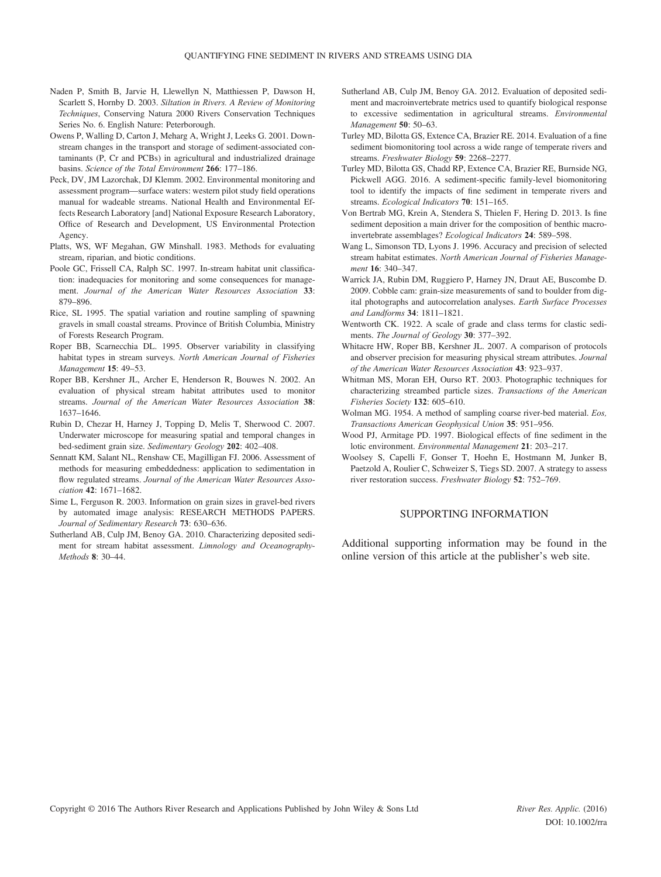Naden P, Smith B, Jarvie H, Llewellyn N, Matthiessen P, Dawson H, Scarlett S, Hornby D. 2003. *Siltation in Rivers. A Review of Monitoring Techniques*, Conserving Natura 2000 Rivers Conservation Techniques Series No. 6. English Nature: Peterborough.

Owens P, Walling D, Carton J, Meharg A, Wright J, Leeks G. 2001. Downstream changes in the transport and storage of sediment-associated contaminants (P, Cr and PCBs) in agricultural and industrialized drainage basins. *Science of the Total Environment* **266**: 177–186.

Peck, DV, JM Lazorchak, DJ Klemm. 2002. Environmental monitoring and assessment program—surface waters: western pilot study field operations manual for wadeable streams. National Health and Environmental Effects Research Laboratory [and] National Exposure Research Laboratory, Office of Research and Development, US Environmental Protection Agency.

Platts, WS, WF Megahan, GW Minshall. 1983. Methods for evaluating stream, riparian, and biotic conditions.

Poole GC, Frissell CA, Ralph SC. 1997. In-stream habitat unit classification: inadequacies for monitoring and some consequences for management. *Journal of the American Water Resources Association* **33**: 879–896.

Rice, SL 1995. The spatial variation and routine sampling of spawning gravels in small coastal streams. Province of British Columbia, Ministry of Forests Research Program.

Roper BB, Scarnecchia DL. 1995. Observer variability in classifying habitat types in stream surveys. *North American Journal of Fisheries Management* **15**: 49–53.

Roper BB, Kershner JL, Archer E, Henderson R, Bouwes N. 2002. An evaluation of physical stream habitat attributes used to monitor streams. *Journal of the American Water Resources Association* **38**: 1637–1646.

Rubin D, Chezar H, Harney J, Topping D, Melis T, Sherwood C. 2007. Underwater microscope for measuring spatial and temporal changes in bed-sediment grain size. *Sedimentary Geology* **202**: 402–408.

Sennatt KM, Salant NL, Renshaw CE, Magilligan FJ. 2006. Assessment of methods for measuring embeddedness: application to sedimentation in flow regulated streams. *Journal of the American Water Resources Association* **42**: 1671–1682.

Sime L, Ferguson R. 2003. Information on grain sizes in gravel-bed rivers by automated image analysis: RESEARCH METHODS PAPERS. *Journal of Sedimentary Research* **73**: 630–636.

Sutherland AB, Culp JM, Benoy GA. 2010. Characterizing deposited sediment for stream habitat assessment. *Limnology and Oceanography-Methods* **8**: 30–44.

Sutherland AB, Culp JM, Benoy GA. 2012. Evaluation of deposited sediment and macroinvertebrate metrics used to quantify biological response to excessive sedimentation in agricultural streams. *Environmental Management* **50**: 50–63.

Turley MD, Bilotta GS, Extence CA, Brazier RE. 2014. Evaluation of a fine sediment biomonitoring tool across a wide range of temperate rivers and streams. *Freshwater Biology* **59**: 2268–2277.

Turley MD, Bilotta GS, Chadd RP, Extence CA, Brazier RE, Burnside NG, Pickwell AGG. 2016. A sediment-specific family-level biomonitoring tool to identify the impacts of fine sediment in temperate rivers and streams. *Ecological Indicators* **70**: 151–165.

Von Bertrab MG, Krein A, Stendera S, Thielen F, Hering D. 2013. Is fine sediment deposition a main driver for the composition of benthic macroinvertebrate assemblages? *Ecological Indicators* **24**: 589–598.

Wang L, Simonson TD, Lyons J. 1996. Accuracy and precision of selected stream habitat estimates. *North American Journal of Fisheries Management* **16**: 340–347.

Warrick JA, Rubin DM, Ruggiero P, Harney JN, Draut AE, Buscombe D. 2009. Cobble cam: grain-size measurements of sand to boulder from digital photographs and autocorrelation analyses. *Earth Surface Processes and Landforms* **34**: 1811–1821.

Wentworth CK. 1922. A scale of grade and class terms for clastic sediments. *The Journal of Geology* **30**: 377–392.

Whitacre HW, Roper BB, Kershner JL. 2007. A comparison of protocols and observer precision for measuring physical stream attributes. *Journal of the American Water Resources Association* **43**: 923–937.

Whitman MS, Moran EH, Ourso RT. 2003. Photographic techniques for characterizing streambed particle sizes. *Transactions of the American Fisheries Society* **132**: 605–610.

Wolman MG. 1954. A method of sampling coarse river-bed material. *Eos, Transactions American Geophysical Union* **35**: 951–956.

Wood PJ, Armitage PD. 1997. Biological effects of fine sediment in the lotic environment. *Environmental Management* **21**: 203–217.

Woolsey S, Capelli F, Gonser T, Hoehn E, Hostmann M, Junker B, Paetzold A, Roulier C, Schweizer S, Tiegs SD. 2007. A strategy to assess river restoration success. *Freshwater Biology* **52**: 752–769.

## SUPPORTING INFORMATION

Additional supporting information may be found in the online version of this article at the publisher's web site.